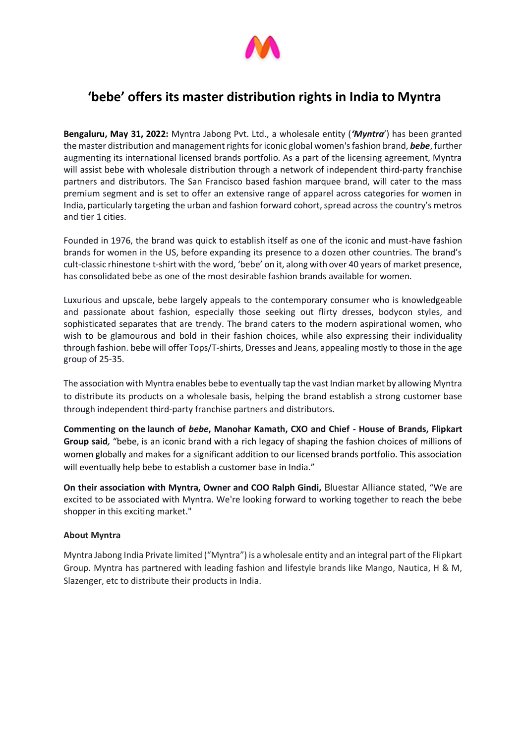# ‘bebe’ offers its master distribution rights in India to Myntra

**Bengaluru, May 31, 2022:** Myntra Jabong Pvt. Ltd., a wholesale entity (***‘Myntra***’) has been granted the master distribution and management rights for iconic global women's fashion brand, ***bebe***, further augmenting its international licensed brands portfolio. As a part of the licensing agreement, Myntra will assist bebe with wholesale distribution through a network of independent third-party franchise partners and distributors. The San Francisco based fashion marquee brand, will cater to the mass premium segment and is set to offer an extensive range of apparel across categories for women in India, particularly targeting the urban and fashion forward cohort, spread across the country’s metros and tier 1 cities.

Founded in 1976, the brand was quick to establish itself as one of the iconic and must-have fashion brands for women in the US, before expanding its presence to a dozen other countries. The brand’s cult-classic rhinestone t-shirt with the word, ‘bebe’ on it, along with over 40 years of market presence, has consolidated bebe as one of the most desirable fashion brands available for women.

Luxurious and upscale, bebe largely appeals to the contemporary consumer who is knowledgeable and passionate about fashion, especially those seeking out flirty dresses, bodycon styles, and sophisticated separates that are trendy. The brand caters to the modern aspirational women, who wish to be glamourous and bold in their fashion choices, while also expressing their individuality through fashion. bebe will offer Tops/T-shirts, Dresses and Jeans, appealing mostly to those in the age group of 25-35.

The association with Myntra enables bebe to eventually tap the vast Indian market by allowing Myntra to distribute its products on a wholesale basis, helping the brand establish a strong customer base through independent third-party franchise partners and distributors.

**Commenting on the launch of *bebe*, Manohar Kamath, CXO and Chief - House of Brands, Flipkart Group said*,*** “bebe, is an iconic brand with a rich legacy of shaping the fashion choices of millions of women globally and makes for a significant addition to our licensed brands portfolio. This association will eventually help bebe to establish a customer base in India.”

**On their association with Myntra, Owner and COO Ralph Gindi,** Bluestar Alliance stated, “We are excited to be associated with Myntra. We're looking forward to working together to reach the bebe shopper in this exciting market."

**About Myntra**

Myntra Jabong India Private limited (“Myntra”) is a wholesale entity and an integral part of the Flipkart Group. Myntra has partnered with leading fashion and lifestyle brands like Mango, Nautica, H & M, Slazenger, etc to distribute their products in India.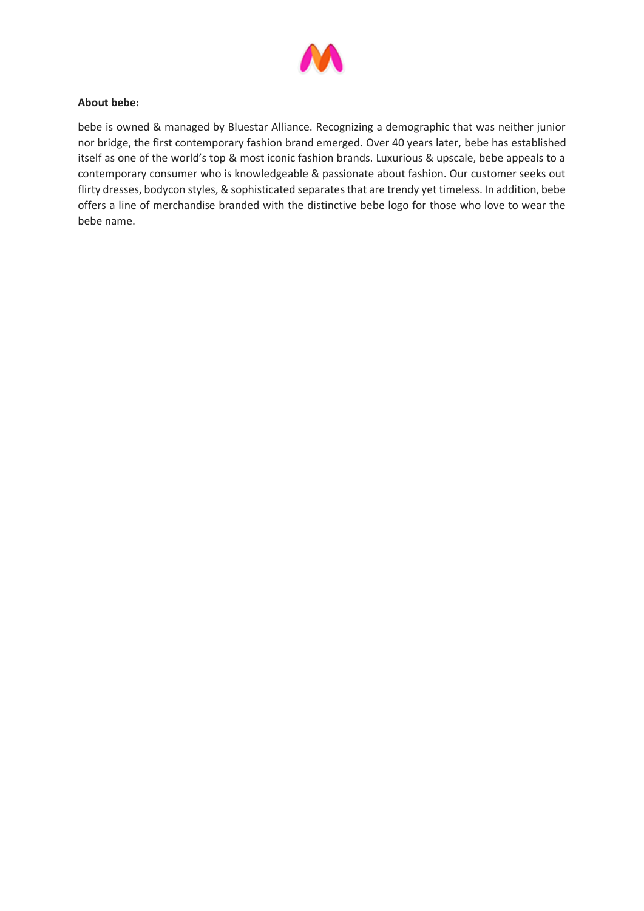**About bebe:**

bebe is owned & managed by Bluestar Alliance. Recognizing a demographic that was neither junior nor bridge, the first contemporary fashion brand emerged. Over 40 years later, bebe has established itself as one of the world's top & most iconic fashion brands. Luxurious & upscale, bebe appeals to a contemporary consumer who is knowledgeable & passionate about fashion. Our customer seeks out flirty dresses, bodycon styles, & sophisticated separates that are trendy yet timeless. In addition, bebe offers a line of merchandise branded with the distinctive bebe logo for those who love to wear the bebe name.